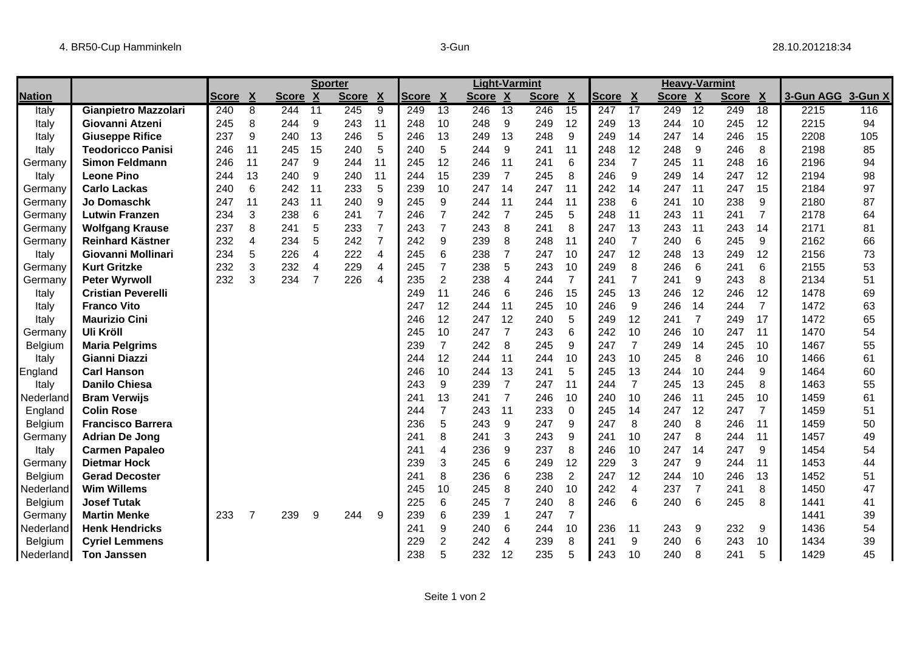4. BR50-Cup Hamminkeln — 3-Gun — 28.10.2012 18:34

| Nation | | Sporter | | | | | | Light-Varmint | | | | | | Heavy-Varmint | | | | | | | |
|---|---|---|---|---|---|---|---|---|---|---|---|---|---|---|---|---|---|---|---|---|---|
| | | Score | X | Score | X | Score | X | Score | X | Score | X | Score | X | Score | X | Score | X | Score | X | 3-Gun AGG | 3-Gun X |
| Italy | **Gianpietro Mazzolari** | 240 | 8 | 244 | 11 | 245 | 9 | 249 | 13 | 246 | 13 | 246 | 15 | 247 | 17 | 249 | 12 | 249 | 18 | 2215 | 116 |
| Italy | **Giovanni Atzeni** | 245 | 8 | 244 | 9 | 243 | 11 | 248 | 10 | 248 | 9 | 249 | 12 | 249 | 13 | 244 | 10 | 245 | 12 | 2215 | 94 |
| Italy | **Giuseppe Rifice** | 237 | 9 | 240 | 13 | 246 | 5 | 246 | 13 | 249 | 13 | 248 | 9 | 249 | 14 | 247 | 14 | 246 | 15 | 2208 | 105 |
| Italy | **Teodoricco Panisi** | 246 | 11 | 245 | 15 | 240 | 5 | 240 | 5 | 244 | 9 | 241 | 11 | 248 | 12 | 248 | 9 | 246 | 8 | 2198 | 85 |
| Germany | **Simon Feldmann** | 246 | 11 | 247 | 9 | 244 | 11 | 245 | 12 | 246 | 11 | 241 | 6 | 234 | 7 | 245 | 11 | 248 | 16 | 2196 | 94 |
| Italy | **Leone Pino** | 244 | 13 | 240 | 9 | 240 | 11 | 244 | 15 | 239 | 7 | 245 | 8 | 246 | 9 | 249 | 14 | 247 | 12 | 2194 | 98 |
| Germany | **Carlo Lackas** | 240 | 6 | 242 | 11 | 233 | 5 | 239 | 10 | 247 | 14 | 247 | 11 | 242 | 14 | 247 | 11 | 247 | 15 | 2184 | 97 |
| Germany | **Jo Domaschk** | 247 | 11 | 243 | 11 | 240 | 9 | 245 | 9 | 244 | 11 | 244 | 11 | 238 | 6 | 241 | 10 | 238 | 9 | 2180 | 87 |
| Germany | **Lutwin Franzen** | 234 | 3 | 238 | 6 | 241 | 7 | 246 | 7 | 242 | 7 | 245 | 5 | 248 | 11 | 243 | 11 | 241 | 7 | 2178 | 64 |
| Germany | **Wolfgang Krause** | 237 | 8 | 241 | 5 | 233 | 7 | 243 | 7 | 243 | 8 | 241 | 8 | 247 | 13 | 243 | 11 | 243 | 14 | 2171 | 81 |
| Germany | **Reinhard Kästner** | 232 | 4 | 234 | 5 | 242 | 7 | 242 | 9 | 239 | 8 | 248 | 11 | 240 | 7 | 240 | 6 | 245 | 9 | 2162 | 66 |
| Italy | **Giovanni Mollinari** | 234 | 5 | 226 | 4 | 222 | 4 | 245 | 6 | 238 | 7 | 247 | 10 | 247 | 12 | 248 | 13 | 249 | 12 | 2156 | 73 |
| Germany | **Kurt Gritzke** | 232 | 3 | 232 | 4 | 229 | 4 | 245 | 7 | 238 | 5 | 243 | 10 | 249 | 8 | 246 | 6 | 241 | 6 | 2155 | 53 |
| Germany | **Peter Wyrwoll** | 232 | 3 | 234 | 7 | 226 | 4 | 235 | 2 | 238 | 4 | 244 | 7 | 241 | 7 | 241 | 9 | 243 | 8 | 2134 | 51 |
| Italy | **Cristian Peverelli** | | | | | | | 249 | 11 | 246 | 6 | 246 | 15 | 245 | 13 | 246 | 12 | 246 | 12 | 1478 | 69 |
| Italy | **Franco Vito** | | | | | | | 247 | 12 | 244 | 11 | 245 | 10 | 246 | 9 | 246 | 14 | 244 | 7 | 1472 | 63 |
| Italy | **Maurizio Cini** | | | | | | | 246 | 12 | 247 | 12 | 240 | 5 | 249 | 12 | 241 | 7 | 249 | 17 | 1472 | 65 |
| Germany | **Uli Kröll** | | | | | | | 245 | 10 | 247 | 7 | 243 | 6 | 242 | 10 | 246 | 10 | 247 | 11 | 1470 | 54 |
| Belgium | **Maria Pelgrims** | | | | | | | 239 | 7 | 242 | 8 | 245 | 9 | 247 | 7 | 249 | 14 | 245 | 10 | 1467 | 55 |
| Italy | **Gianni Diazzi** | | | | | | | 244 | 12 | 244 | 11 | 244 | 10 | 243 | 10 | 245 | 8 | 246 | 10 | 1466 | 61 |
| England | **Carl Hanson** | | | | | | | 246 | 10 | 244 | 13 | 241 | 5 | 245 | 13 | 244 | 10 | 244 | 9 | 1464 | 60 |
| Italy | **Danilo Chiesa** | | | | | | | 243 | 9 | 239 | 7 | 247 | 11 | 244 | 7 | 245 | 13 | 245 | 8 | 1463 | 55 |
| Nederland | **Bram Verwijs** | | | | | | | 241 | 13 | 241 | 7 | 246 | 10 | 240 | 10 | 246 | 11 | 245 | 10 | 1459 | 61 |
| England | **Colin Rose** | | | | | | | 244 | 7 | 243 | 11 | 233 | 0 | 245 | 14 | 247 | 12 | 247 | 7 | 1459 | 51 |
| Belgium | **Francisco Barrera** | | | | | | | 236 | 5 | 243 | 9 | 247 | 9 | 247 | 8 | 240 | 8 | 246 | 11 | 1459 | 50 |
| Germany | **Adrian De Jong** | | | | | | | 241 | 8 | 241 | 3 | 243 | 9 | 241 | 10 | 247 | 8 | 244 | 11 | 1457 | 49 |
| Italy | **Carmen Papaleo** | | | | | | | 241 | 4 | 236 | 9 | 237 | 8 | 246 | 10 | 247 | 14 | 247 | 9 | 1454 | 54 |
| Germany | **Dietmar Hock** | | | | | | | 239 | 3 | 245 | 6 | 249 | 12 | 229 | 3 | 247 | 9 | 244 | 11 | 1453 | 44 |
| Belgium | **Gerad Decoster** | | | | | | | 241 | 8 | 236 | 6 | 238 | 2 | 247 | 12 | 244 | 10 | 246 | 13 | 1452 | 51 |
| Nederland | **Wim Willems** | | | | | | | 245 | 10 | 245 | 8 | 240 | 10 | 242 | 4 | 237 | 7 | 241 | 8 | 1450 | 47 |
| Belgium | **Josef Tutak** | | | | | | | 225 | 6 | 245 | 7 | 240 | 8 | 246 | 6 | 240 | 6 | 245 | 8 | 1441 | 41 |
| Germany | **Martin Menke** | 233 | 7 | 239 | 9 | 244 | 9 | 239 | 6 | 239 | 1 | 247 | 7 | | | | | | | 1441 | 39 |
| Nederland | **Henk Hendricks** | | | | | | | 241 | 9 | 240 | 6 | 244 | 10 | 236 | 11 | 243 | 9 | 232 | 9 | 1436 | 54 |
| Belgium | **Cyriel Lemmens** | | | | | | | 229 | 2 | 242 | 4 | 239 | 8 | 241 | 9 | 240 | 6 | 243 | 10 | 1434 | 39 |
| Nederland | **Ton Janssen** | | | | | | | 238 | 5 | 232 | 12 | 235 | 5 | 243 | 10 | 240 | 8 | 241 | 5 | 1429 | 45 |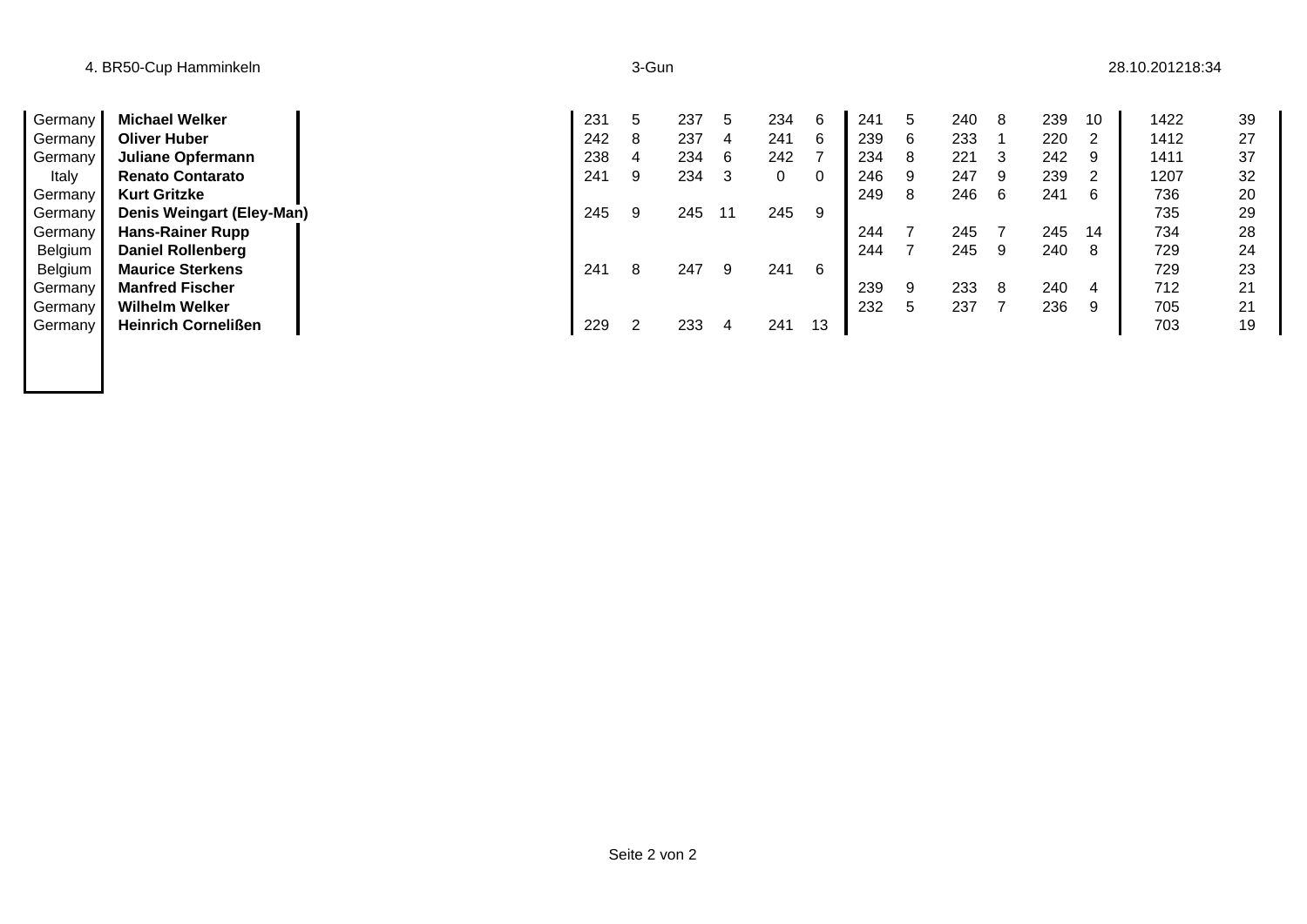| | | | | | | | | | | | | | | | |
|---|---|---|---|---|---|---|---|---|---|---|---|---|---|---|---|
| Germany | **Michael Welker** | 231 | 5 | 237 | 5 | 234 | 6 | 241 | 5 | 240 | 8 | 239 | 10 | 1422 | 39 |
| Germany | **Oliver Huber** | 242 | 8 | 237 | 4 | 241 | 6 | 239 | 6 | 233 | 1 | 220 | 2 | 1412 | 27 |
| Germany | **Juliane Opfermann** | 238 | 4 | 234 | 6 | 242 | 7 | 234 | 8 | 221 | 3 | 242 | 9 | 1411 | 37 |
| Italy | **Renato Contarato** | 241 | 9 | 234 | 3 | 0 | 0 | 246 | 9 | 247 | 9 | 239 | 2 | 1207 | 32 |
| Germany | **Kurt Gritzke** | | | | | | | 249 | 8 | 246 | 6 | 241 | 6 | 736 | 20 |
| Germany | **Denis Weingart (Eley-Man)** | 245 | 9 | 245 | 11 | 245 | 9 | | | | | | | 735 | 29 |
| Germany | **Hans-Rainer Rupp** | | | | | | | 244 | 7 | 245 | 7 | 245 | 14 | 734 | 28 |
| Belgium | **Daniel Rollenberg** | | | | | | | 244 | 7 | 245 | 9 | 240 | 8 | 729 | 24 |
| Belgium | **Maurice Sterkens** | 241 | 8 | 247 | 9 | 241 | 6 | | | | | | | 729 | 23 |
| Germany | **Manfred Fischer** | | | | | | | 239 | 9 | 233 | 8 | 240 | 4 | 712 | 21 |
| Germany | **Wilhelm Welker** | | | | | | | 232 | 5 | 237 | 7 | 236 | 9 | 705 | 21 |
| Germany | **Heinrich Corneließen** | 229 | 2 | 233 | 4 | 241 | 13 | | | | | | | 703 | 19 |